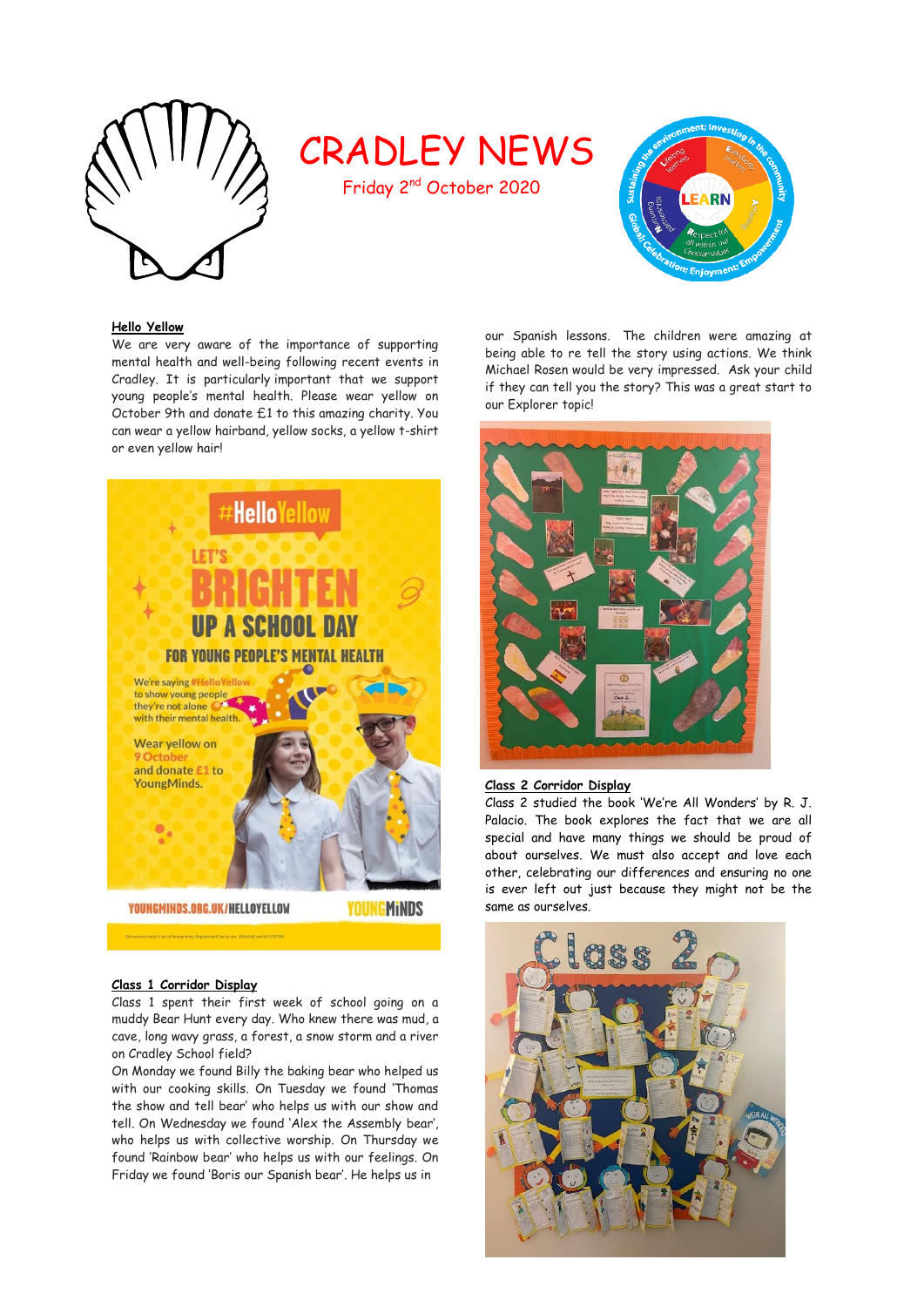# CRADLEY NEWS

Friday 2nd October 2020

**Hello Yellow**

We are very aware of the importance of supporting mental health and well-being following recent events in Cradley. It is particularly important that we support young people's mental health. Please wear yellow on October 9th and donate £1 to this amazing charity. You can wear a yellow hairband, yellow socks, a yellow t-shirt or even yellow hair!

#HelloYellow

LET'S BRIGHTEN UP A SCHOOL DAY

FOR YOUNG PEOPLE'S MENTAL HEALTH

We're saying #HelloYellow to show young people they're not alone with their mental health.

Wear yellow on 9 October and donate £1 to YoungMinds.

YOUNGMINDS.ORG.UK/HELLOYELLOW

YOUNGMINDS

**Class 1 Corridor Display**

Class 1 spent their first week of school going on a muddy Bear Hunt every day. Who knew there was mud, a cave, long wavy grass, a forest, a snow storm and a river on Cradley School field?

On Monday we found Billy the baking bear who helped us with our cooking skills. On Tuesday we found 'Thomas the show and tell bear' who helps us with our show and tell. On Wednesday we found 'Alex the Assembly bear', who helps us with collective worship. On Thursday we found 'Rainbow bear' who helps us with our feelings. On Friday we found 'Boris our Spanish bear'. He helps us in our Spanish lessons. The children were amazing at being able to re tell the story using actions. We think Michael Rosen would be very impressed. Ask your child if they can tell you the story? This was a great start to our Explorer topic!

**Class 2 Corridor Display**

Class 2 studied the book 'We're All Wonders' by R. J. Palacio. The book explores the fact that we are all special and have many things we should be proud of about ourselves. We must also accept and love each other, celebrating our differences and ensuring no one is ever left out just because they might not be the same as ourselves.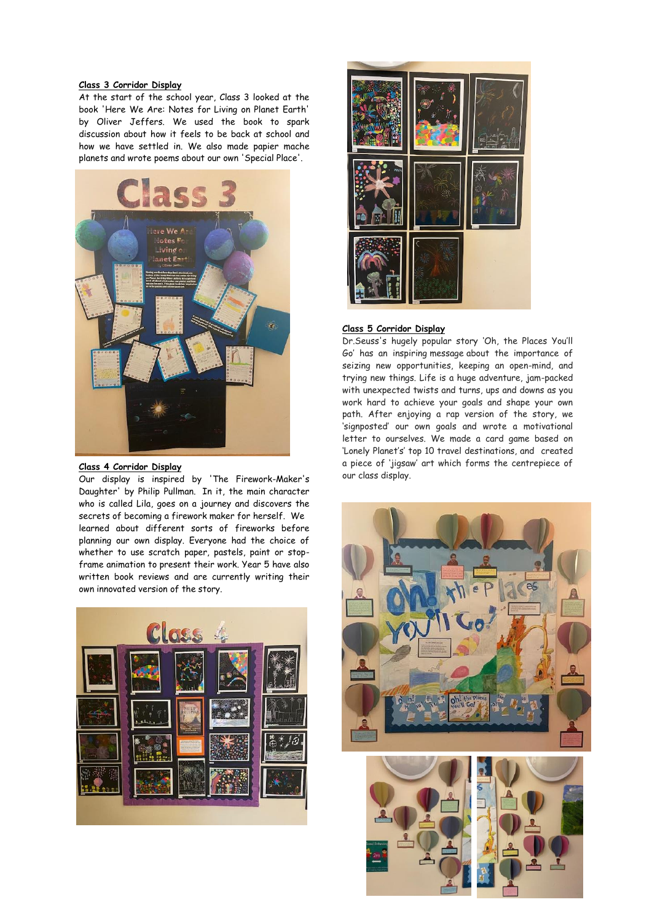**Class 3 Corridor Display**

At the start of the school year, Class 3 looked at the book 'Here We Are: Notes for Living on Planet Earth' by Oliver Jeffers. We used the book to spark discussion about how it feels to be back at school and how we have settled in. We also made papier mache planets and wrote poems about our own 'Special Place'.

**Class 4 Corridor Display**

Our display is inspired by 'The Firework-Maker's Daughter' by Philip Pullman. In it, the main character who is called Lila, goes on a journey and discovers the secrets of becoming a firework maker for herself. We learned about different sorts of fireworks before planning our own display. Everyone had the choice of whether to use scratch paper, pastels, paint or stop-frame animation to present their work. Year 5 have also written book reviews and are currently writing their own innovated version of the story.

**Class 5 Corridor Display**

Dr.Seuss's hugely popular story 'Oh, the Places You'll Go' has an inspiring message about the importance of seizing new opportunities, keeping an open-mind, and trying new things. Life is a huge adventure, jam-packed with unexpected twists and turns, ups and downs as you work hard to achieve your goals and shape your own path. After enjoying a rap version of the story, we 'signposted' our own goals and wrote a motivational letter to ourselves. We made a card game based on 'Lonely Planet's' top 10 travel destinations, and created a piece of 'jigsaw' art which forms the centrepiece of our class display.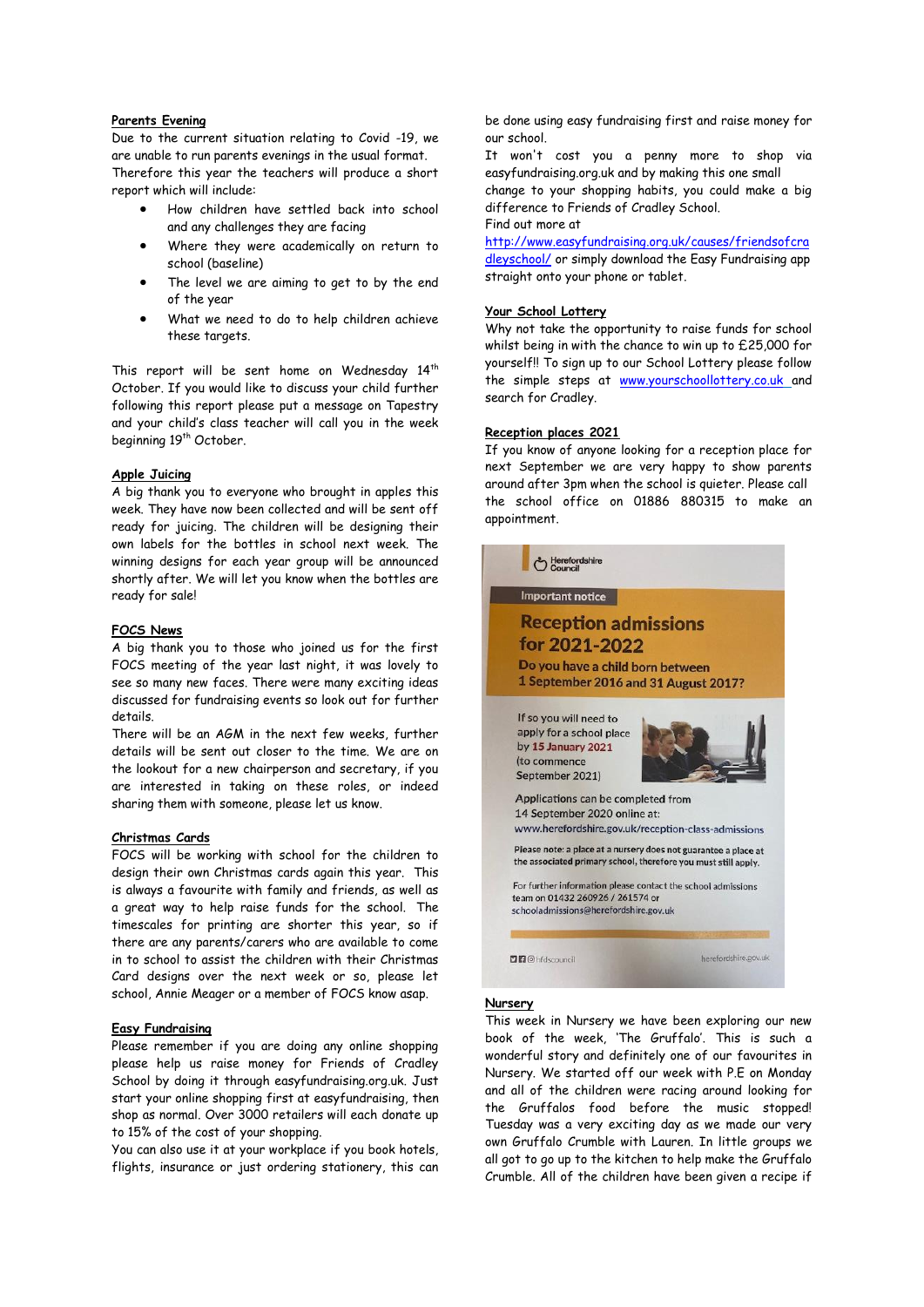## Parents Evening

Due to the current situation relating to Covid -19, we are unable to run parents evenings in the usual format. Therefore this year the teachers will produce a short report which will include:

- How children have settled back into school and any challenges they are facing
- Where they were academically on return to school (baseline)
- The level we are aiming to get to by the end of the year
- What we need to do to help children achieve these targets.

This report will be sent home on Wednesday 14th October. If you would like to discuss your child further following this report please put a message on Tapestry and your child's class teacher will call you in the week beginning 19th October.

## Apple Juicing

A big thank you to everyone who brought in apples this week. They have now been collected and will be sent off ready for juicing. The children will be designing their own labels for the bottles in school next week. The winning designs for each year group will be announced shortly after. We will let you know when the bottles are ready for sale!

## FOCS News

A big thank you to those who joined us for the first FOCS meeting of the year last night, it was lovely to see so many new faces. There were many exciting ideas discussed for fundraising events so look out for further details.

There will be an AGM in the next few weeks, further details will be sent out closer to the time. We are on the lookout for a new chairperson and secretary, if you are interested in taking on these roles, or indeed sharing them with someone, please let us know.

## Christmas Cards

FOCS will be working with school for the children to design their own Christmas cards again this year. This is always a favourite with family and friends, as well as a great way to help raise funds for the school. The timescales for printing are shorter this year, so if there are any parents/carers who are available to come in to school to assist the children with their Christmas Card designs over the next week or so, please let school, Annie Meager or a member of FOCS know asap.

## Easy Fundraising

Please remember if you are doing any online shopping please help us raise money for Friends of Cradley School by doing it through easyfundraising.org.uk. Just start your online shopping first at easyfundraising, then shop as normal. Over 3000 retailers will each donate up to 15% of the cost of your shopping.

You can also use it at your workplace if you book hotels, flights, insurance or just ordering stationery, this can be done using easy fundraising first and raise money for our school.

It won't cost you a penny more to shop via easyfundraising.org.uk and by making this one small change to your shopping habits, you could make a big difference to Friends of Cradley School.

Find out more at http://www.easyfundraising.org.uk/causes/friendsofcradleyschool/ or simply download the Easy Fundraising app straight onto your phone or tablet.

## Your School Lottery

Why not take the opportunity to raise funds for school whilst being in with the chance to win up to £25,000 for yourself!! To sign up to our School Lottery please follow the simple steps at www.yourschoollottery.co.uk and search for Cradley.

## Reception places 2021

If you know of anyone looking for a reception place for next September we are very happy to show parents around after 3pm when the school is quieter. Please call the school office on 01886 880315 to make an appointment.

Herefordshire Council

Important notice

**Reception admissions for 2021-2022**

**Do you have a child born between 1 September 2016 and 31 August 2017?**

If so you will need to apply for a school place by **15 January 2021** (to commence September 2021)

Applications can be completed from 14 September 2020 online at: www.herefordshire.gov.uk/reception-class-admissions

Please note: a place at a nursery does not guarantee a place at the associated primary school, therefore you must still apply.

For further information please contact the school admissions team on 01432 260926 / 261574 or schooladmissions@herefordshire.gov.uk

hfdscouncil herefordshire.gov.uk

## Nursery

This week in Nursery we have been exploring our new book of the week, 'The Gruffalo'. This is such a wonderful story and definitely one of our favourites in Nursery. We started off our week with P.E on Monday and all of the children were racing around looking for the Gruffalos food before the music stopped! Tuesday was a very exciting day as we made our very own Gruffalo Crumble with Lauren. In little groups we all got to go up to the kitchen to help make the Gruffalo Crumble. All of the children have been given a recipe if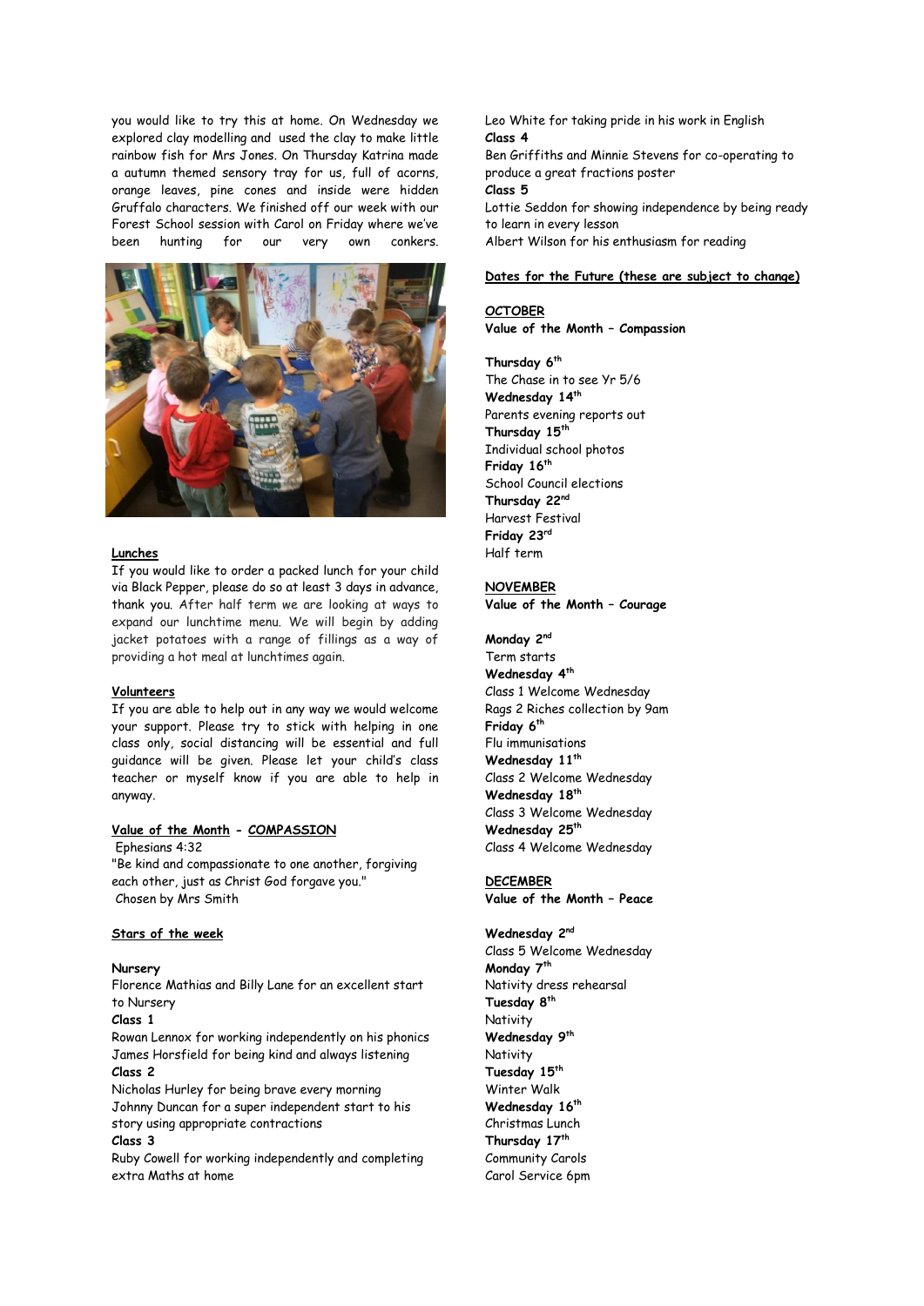you would like to try this at home. On Wednesday we explored clay modelling and used the clay to make little rainbow fish for Mrs Jones. On Thursday Katrina made a autumn themed sensory tray for us, full of acorns, orange leaves, pine cones and inside were hidden Gruffalo characters. We finished off our week with our Forest School session with Carol on Friday where we've been hunting for our very own conkers.

**Lunches**

If you would like to order a packed lunch for your child via Black Pepper, please do so at least 3 days in advance, thank you. After half term we are looking at ways to expand our lunchtime menu. We will begin by adding jacket potatoes with a range of fillings as a way of providing a hot meal at lunchtimes again.

**Volunteers**

If you are able to help out in any way we would welcome your support. Please try to stick with helping in one class only, social distancing will be essential and full guidance will be given. Please let your child's class teacher or myself know if you are able to help in anyway.

**Value of the Month - COMPASSION**

Ephesians 4:32
"Be kind and compassionate to one another, forgiving each other, just as Christ God forgave you."
Chosen by Mrs Smith

**Stars of the week**

**Nursery**
Florence Mathias and Billy Lane for an excellent start to Nursery

**Class 1**
Rowan Lennox for working independently on his phonics
James Horsfield for being kind and always listening

**Class 2**
Nicholas Hurley for being brave every morning
Johnny Duncan for a super independent start to his story using appropriate contractions

**Class 3**
Ruby Cowell for working independently and completing extra Maths at home
Leo White for taking pride in his work in English

**Class 4**
Ben Griffiths and Minnie Stevens for co-operating to produce a great fractions poster

**Class 5**
Lottie Seddon for showing independence by being ready to learn in every lesson
Albert Wilson for his enthusiasm for reading

**Dates for the Future (these are subject to change)**

**OCTOBER**
**Value of the Month – Compassion**

**Thursday 6th**
The Chase in to see Yr 5/6
**Wednesday 14th**
Parents evening reports out
**Thursday 15th**
Individual school photos
**Friday 16th**
School Council elections
**Thursday 22nd**
Harvest Festival
**Friday 23rd**
Half term

**NOVEMBER**
**Value of the Month – Courage**

**Monday 2nd**
Term starts
**Wednesday 4th**
Class 1 Welcome Wednesday
Rags 2 Riches collection by 9am
**Friday 6th**
Flu immunisations
**Wednesday 11th**
Class 2 Welcome Wednesday
**Wednesday 18th**
Class 3 Welcome Wednesday
**Wednesday 25th**
Class 4 Welcome Wednesday

**DECEMBER**
**Value of the Month – Peace**

**Wednesday 2nd**
Class 5 Welcome Wednesday
**Monday 7th**
Nativity dress rehearsal
**Tuesday 8th**
Nativity
**Wednesday 9th**
Nativity
**Tuesday 15th**
Winter Walk
**Wednesday 16th**
Christmas Lunch
**Thursday 17th**
Community Carols
Carol Service 6pm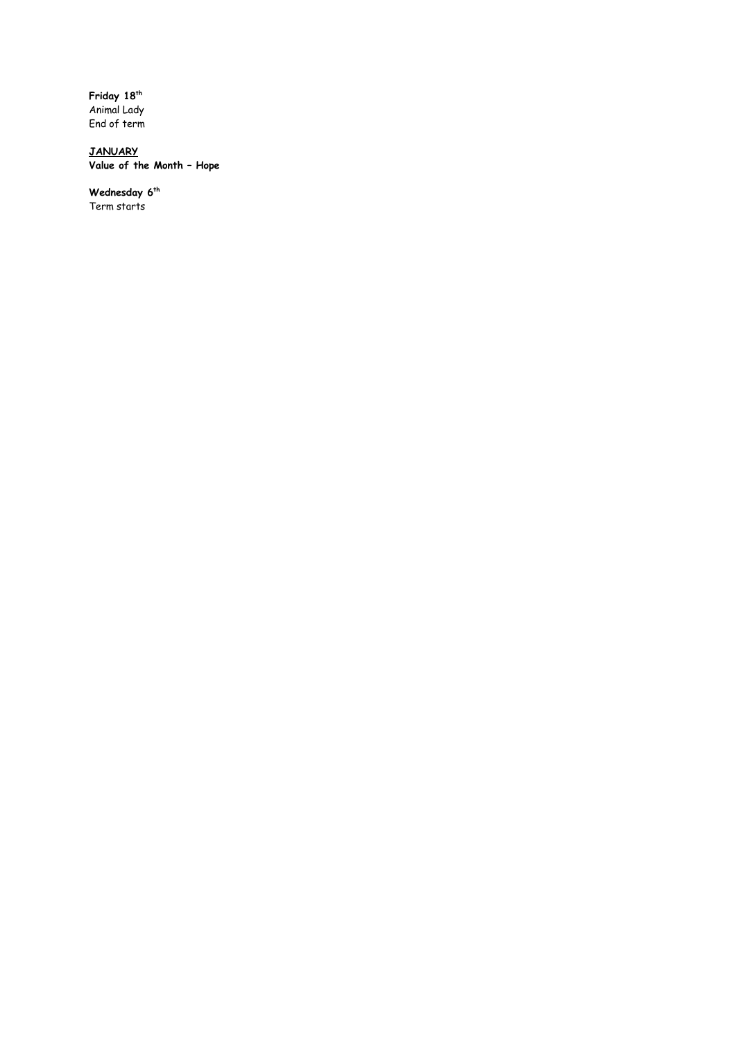**Friday 18th**
Animal Lady
End of term

**JANUARY**
**Value of the Month – Hope**

**Wednesday 6th**
Term starts